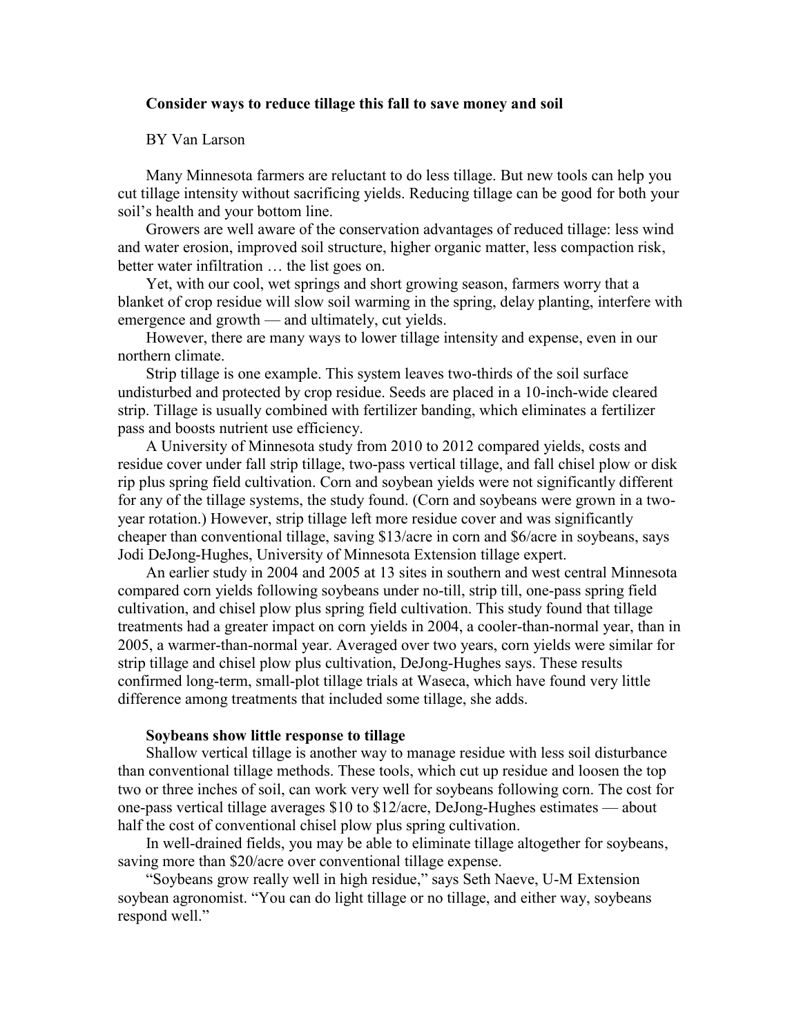# Consider ways to reduce tillage this fall to save money and soil

BY Van Larson

Many Minnesota farmers are reluctant to do less tillage. But new tools can help you cut tillage intensity without sacrificing yields. Reducing tillage can be good for both your soil's health and your bottom line.

Growers are well aware of the conservation advantages of reduced tillage: less wind and water erosion, improved soil structure, higher organic matter, less compaction risk, better water infiltration … the list goes on.

Yet, with our cool, wet springs and short growing season, farmers worry that a blanket of crop residue will slow soil warming in the spring, delay planting, interfere with emergence and growth — and ultimately, cut yields.

However, there are many ways to lower tillage intensity and expense, even in our northern climate.

Strip tillage is one example. This system leaves two-thirds of the soil surface undisturbed and protected by crop residue. Seeds are placed in a 10-inch-wide cleared strip. Tillage is usually combined with fertilizer banding, which eliminates a fertilizer pass and boosts nutrient use efficiency.

A University of Minnesota study from 2010 to 2012 compared yields, costs and residue cover under fall strip tillage, two-pass vertical tillage, and fall chisel plow or disk rip plus spring field cultivation. Corn and soybean yields were not significantly different for any of the tillage systems, the study found. (Corn and soybeans were grown in a two-year rotation.) However, strip tillage left more residue cover and was significantly cheaper than conventional tillage, saving $13/acre in corn and $6/acre in soybeans, says Jodi DeJong-Hughes, University of Minnesota Extension tillage expert.

An earlier study in 2004 and 2005 at 13 sites in southern and west central Minnesota compared corn yields following soybeans under no-till, strip till, one-pass spring field cultivation, and chisel plow plus spring field cultivation. This study found that tillage treatments had a greater impact on corn yields in 2004, a cooler-than-normal year, than in 2005, a warmer-than-normal year. Averaged over two years, corn yields were similar for strip tillage and chisel plow plus cultivation, DeJong-Hughes says. These results confirmed long-term, small-plot tillage trials at Waseca, which have found very little difference among treatments that included some tillage, she adds.

## Soybeans show little response to tillage

Shallow vertical tillage is another way to manage residue with less soil disturbance than conventional tillage methods. These tools, which cut up residue and loosen the top two or three inches of soil, can work very well for soybeans following corn. The cost for one-pass vertical tillage averages $10 to $12/acre, DeJong-Hughes estimates — about half the cost of conventional chisel plow plus spring cultivation.

In well-drained fields, you may be able to eliminate tillage altogether for soybeans, saving more than $20/acre over conventional tillage expense.

"Soybeans grow really well in high residue," says Seth Naeve, U-M Extension soybean agronomist. "You can do light tillage or no tillage, and either way, soybeans respond well."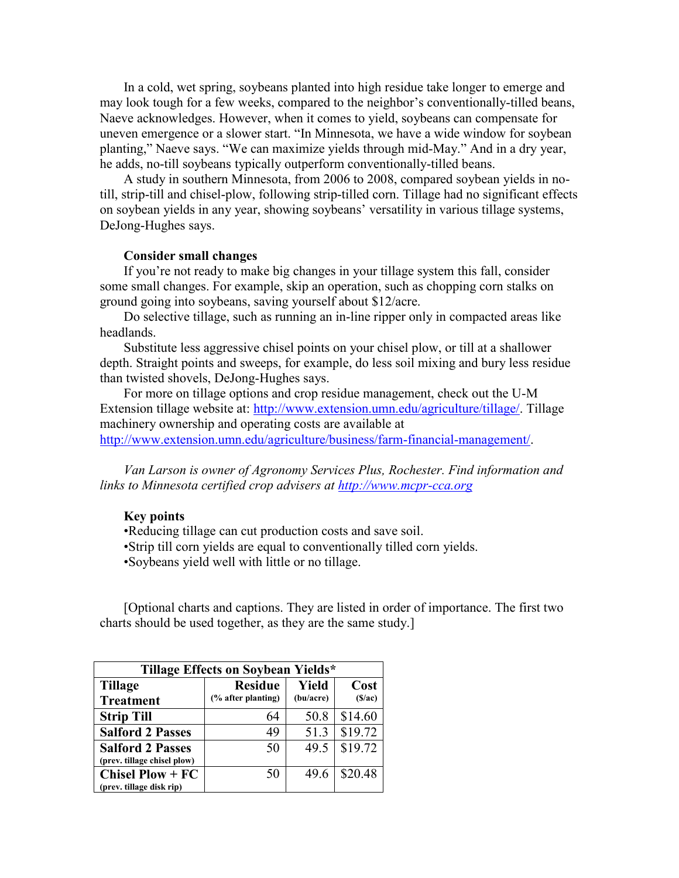In a cold, wet spring, soybeans planted into high residue take longer to emerge and may look tough for a few weeks, compared to the neighbor's conventionally-tilled beans, Naeve acknowledges. However, when it comes to yield, soybeans can compensate for uneven emergence or a slower start. "In Minnesota, we have a wide window for soybean planting," Naeve says. "We can maximize yields through mid-May." And in a dry year, he adds, no-till soybeans typically outperform conventionally-tilled beans.

A study in southern Minnesota, from 2006 to 2008, compared soybean yields in no-till, strip-till and chisel-plow, following strip-tilled corn. Tillage had no significant effects on soybean yields in any year, showing soybeans' versatility in various tillage systems, DeJong-Hughes says.

**Consider small changes**

If you're not ready to make big changes in your tillage system this fall, consider some small changes. For example, skip an operation, such as chopping corn stalks on ground going into soybeans, saving yourself about $12/acre.

Do selective tillage, such as running an in-line ripper only in compacted areas like headlands.

Substitute less aggressive chisel points on your chisel plow, or till at a shallower depth. Straight points and sweeps, for example, do less soil mixing and bury less residue than twisted shovels, DeJong-Hughes says.

For more on tillage options and crop residue management, check out the U-M Extension tillage website at: http://www.extension.umn.edu/agriculture/tillage/. Tillage machinery ownership and operating costs are available at http://www.extension.umn.edu/agriculture/business/farm-financial-management/.

*Van Larson is owner of Agronomy Services Plus, Rochester. Find information and links to Minnesota certified crop advisers at http://www.mcpr-cca.org*

**Key points**

•Reducing tillage can cut production costs and save soil.
•Strip till corn yields are equal to conventionally tilled corn yields.
•Soybeans yield well with little or no tillage.

[Optional charts and captions. They are listed in order of importance. The first two charts should be used together, as they are the same study.]

| Tillage Effects on Soybean Yields* | | | |
|---|---|---|---|
| **Tillage Treatment** | **Residue** (% after planting) | **Yield** (bu/acre) | **Cost** ($/ac) |
| **Strip Till** | 64 | 50.8 | $14.60 |
| **Salford 2 Passes** | 49 | 51.3 | $19.72 |
| **Salford 2 Passes** (prev. tillage chisel plow) | 50 | 49.5 | $19.72 |
| **Chisel Plow + FC** (prev. tillage disk rip) | 50 | 49.6 | $20.48 |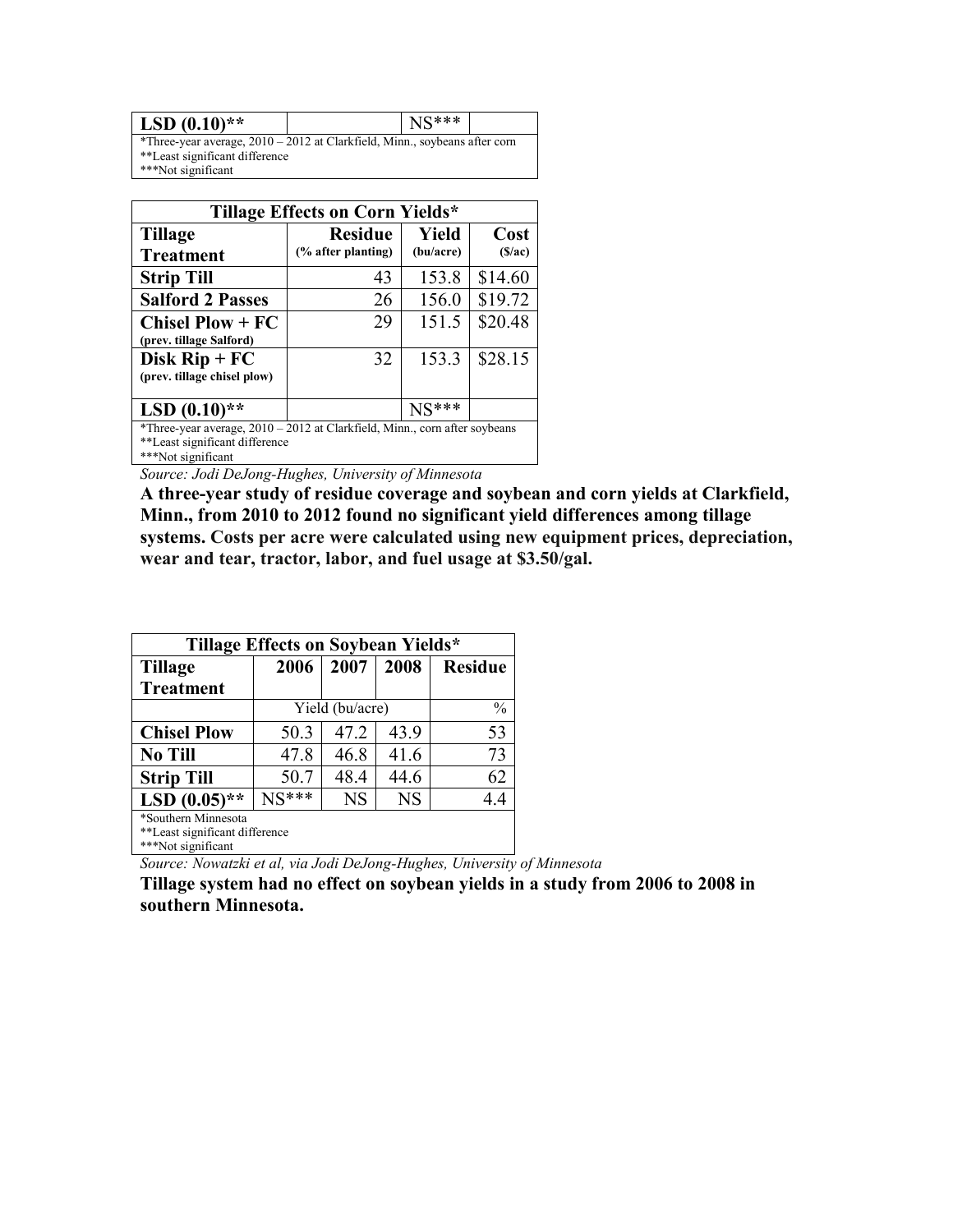| LSD (0.10)** | | NS*** | |
|---|---|---|---|
| *Three-year average, 2010 – 2012 at Clarkfield, Minn., soybeans after corn<br>**Least significant difference<br>***Not significant | | | |

| Tillage Effects on Corn Yields* | | | |
|---|---|---|---|
| **Tillage Treatment** | **Residue** (% after planting) | **Yield** (bu/acre) | **Cost** ($/ac) |
| **Strip Till** | 43 | 153.8 | $14.60 |
| **Salford 2 Passes** | 26 | 156.0 | $19.72 |
| **Chisel Plow + FC** (prev. tillage Salford) | 29 | 151.5 | $20.48 |
| **Disk Rip + FC** (prev. tillage chisel plow) | 32 | 153.3 | $28.15 |
| **LSD (0.10)**** | | NS*** | |

*Three-year average, 2010 – 2012 at Clarkfield, Minn., corn after soybeans
**Least significant difference
***Not significant

*Source: Jodi DeJong-Hughes, University of Minnesota*

**A three-year study of residue coverage and soybean and corn yields at Clarkfield, Minn., from 2010 to 2012 found no significant yield differences among tillage systems. Costs per acre were calculated using new equipment prices, depreciation, wear and tear, tractor, labor, and fuel usage at $3.50/gal.**

| Tillage Effects on Soybean Yields* | | | | |
|---|---|---|---|---|
| **Tillage Treatment** | **2006** | **2007** | **2008** | **Residue** |
| | Yield (bu/acre) | | | % |
| **Chisel Plow** | 50.3 | 47.2 | 43.9 | 53 |
| **No Till** | 47.8 | 46.8 | 41.6 | 73 |
| **Strip Till** | 50.7 | 48.4 | 44.6 | 62 |
| **LSD (0.05)**** | NS*** | NS | NS | 4.4 |

*Southern Minnesota
**Least significant difference
***Not significant

*Source: Nowatzki et al, via Jodi DeJong-Hughes, University of Minnesota*

**Tillage system had no effect on soybean yields in a study from 2006 to 2008 in southern Minnesota.**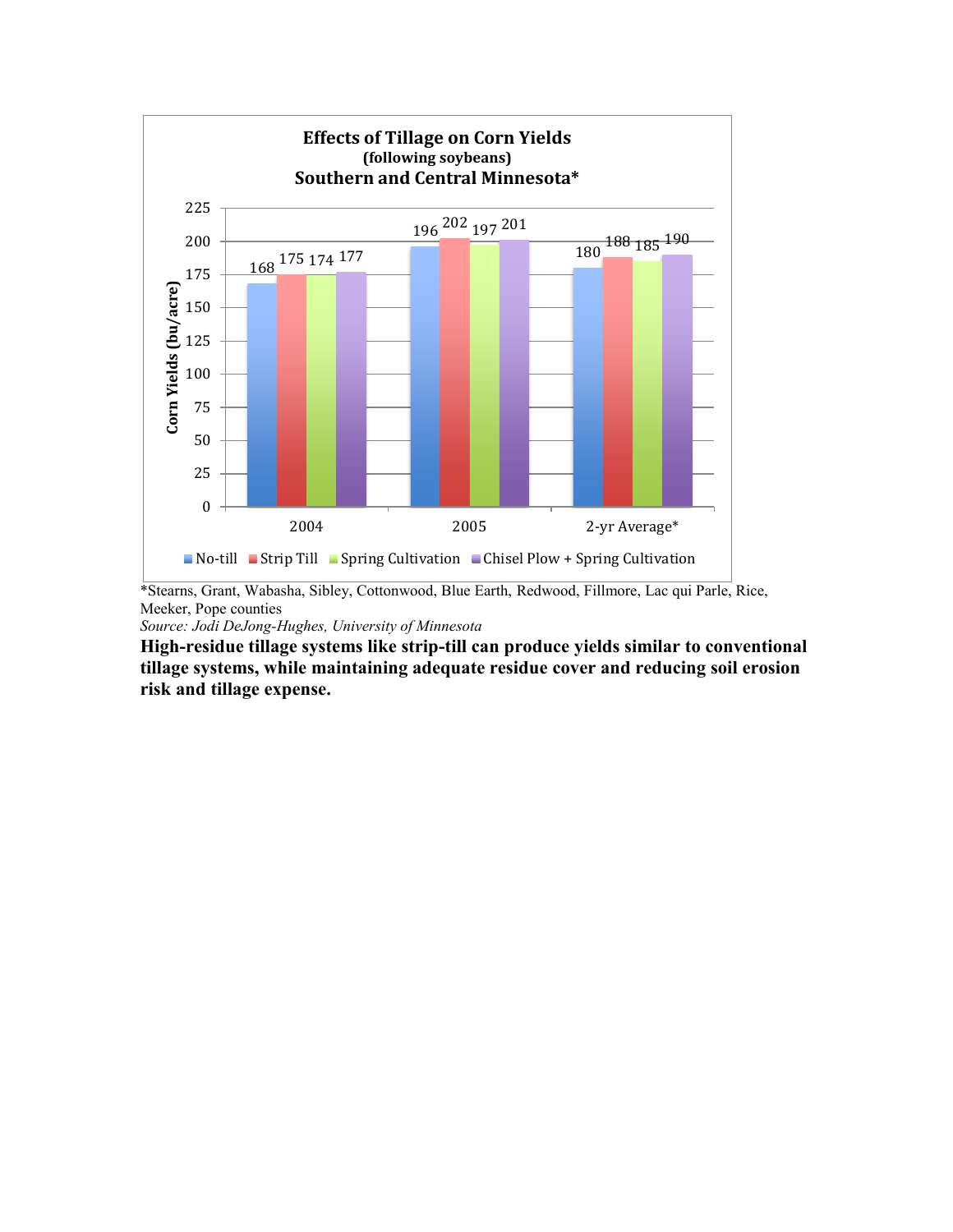Effects of Tillage on Corn Yields
(following soybeans)
Southern and Central Minnesota*

Corn Yields (bu/acre)

225
200
175
150
125
100
75
50
25
0

2004: 168 175 174 177

2005: 196 202 197 201

2-yr Average*: 180 188 185 190

No-till  Strip Till  Spring Cultivation  Chisel Plow + Spring Cultivation

*Stearns, Grant, Wabasha, Sibley, Cottonwood, Blue Earth, Redwood, Fillmore, Lac qui Parle, Rice, Meeker, Pope counties

*Source: Jodi DeJong-Hughes, University of Minnesota*

**High-residue tillage systems like strip-till can produce yields similar to conventional tillage systems, while maintaining adequate residue cover and reducing soil erosion risk and tillage expense.**